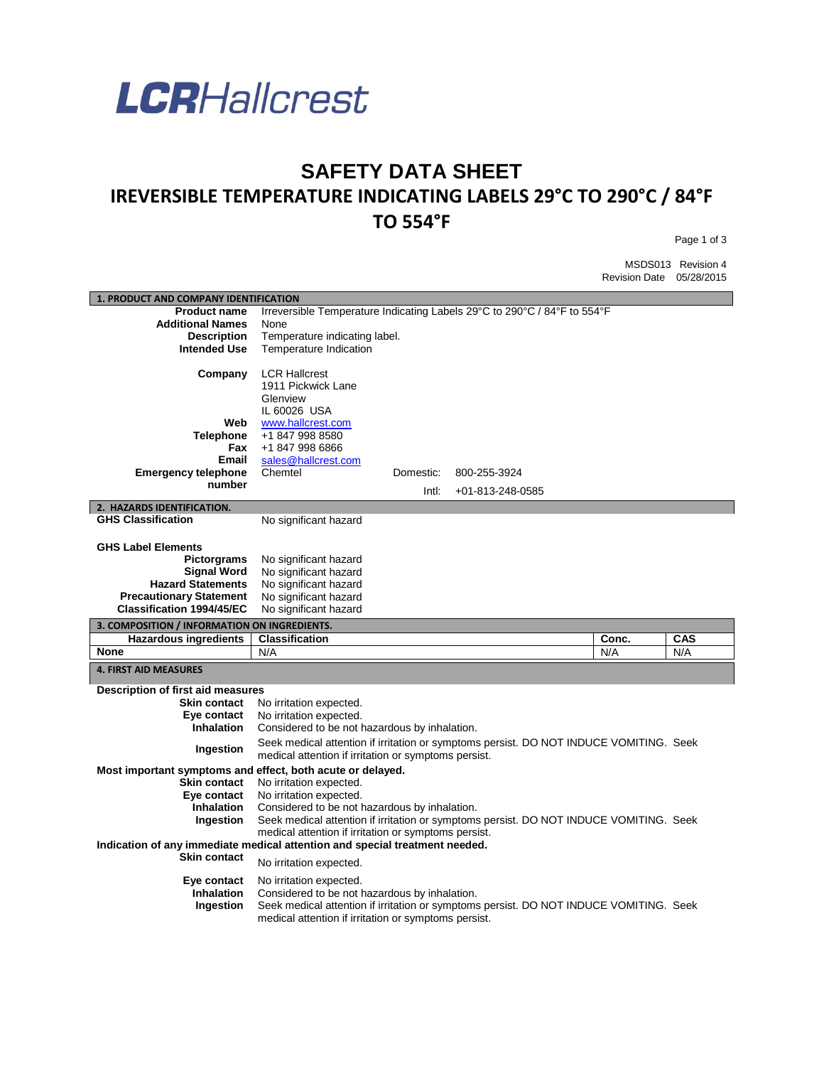**LCRHallcrest**

# SAFETY DATA SHEET

## IREVERSIBLE TEMPERATURE INDICATING LABELS 29°C TO 290°C / 84°F TO 554°F

MSDS013 Revision 4
Revision Date 05/28/2015

### 1. PRODUCT AND COMPANY IDENTIFICATION

| | |
|---|---|
| **Product name** | Irreversible Temperature Indicating Labels 29°C to 290°C / 84°F to 554°F |
| **Additional Names** | None |
| **Description** | Temperature indicating label. |
| **Intended Use** | Temperature Indication |
| **Company** | LCR Hallcrest<br>1911 Pickwick Lane<br>Glenview<br>IL 60026 USA |
| **Web** | www.hallcrest.com |
| **Telephone** | +1 847 998 8580 |
| **Fax** | +1 847 998 6866 |
| **Email** | sales@hallcrest.com |
| **Emergency telephone number** | Chemtel Domestic: 800-255-3924<br>Intl: +01-813-248-0585 |

### 2. HAZARDS IDENTIFICATION.

**GHS Classification** No significant hazard

**GHS Label Elements**

| | |
|---|---|
| **Pictorgrams** | No significant hazard |
| **Signal Word** | No significant hazard |
| **Hazard Statements** | No significant hazard |
| **Precautionary Statement** | No significant hazard |
| **Classification 1994/45/EC** | No significant hazard |

### 3. COMPOSITION / INFORMATION ON INGREDIENTS.

| Hazardous ingredients | Classification | Conc. | CAS |
|---|---|---|---|
| None | N/A | N/A | N/A |

### 4. FIRST AID MEASURES

**Description of first aid measures**

| | |
|---|---|
| **Skin contact** | No irritation expected. |
| **Eye contact** | No irritation expected. |
| **Inhalation** | Considered to be not hazardous by inhalation. |
| **Ingestion** | Seek medical attention if irritation or symptoms persist. DO NOT INDUCE VOMITING. Seek medical attention if irritation or symptoms persist. |

**Most important symptoms and effect, both acute or delayed.**

| | |
|---|---|
| **Skin contact** | No irritation expected. |
| **Eye contact** | No irritation expected. |
| **Inhalation** | Considered to be not hazardous by inhalation. |
| **Ingestion** | Seek medical attention if irritation or symptoms persist. DO NOT INDUCE VOMITING. Seek medical attention if irritation or symptoms persist. |

**Indication of any immediate medical attention and special treatment needed.**

| | |
|---|---|
| **Skin contact** | No irritation expected. |
| **Eye contact** | No irritation expected. |
| **Inhalation** | Considered to be not hazardous by inhalation. |
| **Ingestion** | Seek medical attention if irritation or symptoms persist. DO NOT INDUCE VOMITING. Seek medical attention if irritation or symptoms persist. |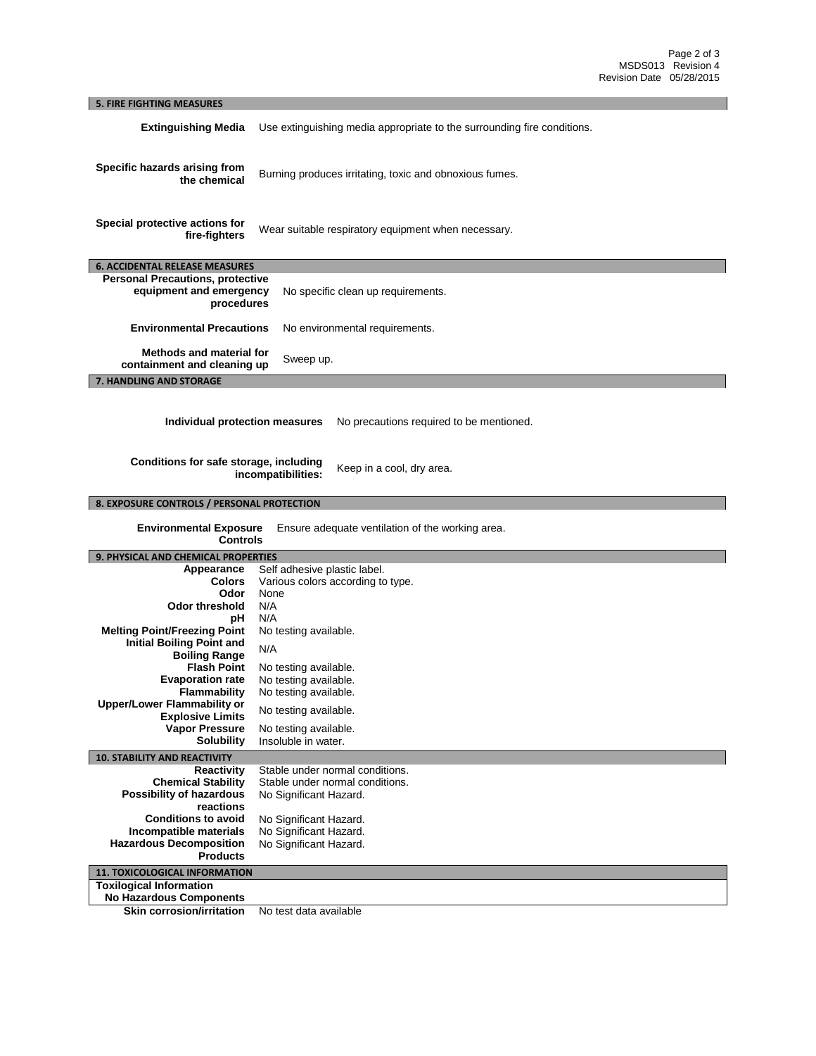## 5. FIRE FIGHTING MEASURES

| | |
|---|---|
| **Extinguishing Media** | Use extinguishing media appropriate to the surrounding fire conditions. |
| **Specific hazards arising from the chemical** | Burning produces irritating, toxic and obnoxious fumes. |
| **Special protective actions for fire-fighters** | Wear suitable respiratory equipment when necessary. |

## 6. ACCIDENTAL RELEASE MEASURES

| | |
|---|---|
| **Personal Precautions, protective equipment and emergency procedures** | No specific clean up requirements. |
| **Environmental Precautions** | No environmental requirements. |
| **Methods and material for containment and cleaning up** | Sweep up. |

## 7. HANDLING AND STORAGE

| | |
|---|---|
| **Individual protection measures** | No precautions required to be mentioned. |
| **Conditions for safe storage, including incompatibilities:** | Keep in a cool, dry area. |

## 8. EXPOSURE CONTROLS / PERSONAL PROTECTION

| | |
|---|---|
| **Environmental Exposure Controls** | Ensure adequate ventilation of the working area. |

## 9. PHYSICAL AND CHEMICAL PROPERTIES

| | |
|---|---|
| **Appearance** | Self adhesive plastic label. |
| **Colors** | Various colors according to type. |
| **Odor** | None |
| **Odor threshold** | N/A |
| **pH** | N/A |
| **Melting Point/Freezing Point** | No testing available. |
| **Initial Boiling Point and Boiling Range** | N/A |
| **Flash Point** | No testing available. |
| **Evaporation rate** | No testing available. |
| **Flammability** | No testing available. |
| **Upper/Lower Flammability or Explosive Limits** | No testing available. |
| **Vapor Pressure** | No testing available. |
| **Solubility** | Insoluble in water. |

## 10. STABILITY AND REACTIVITY

| | |
|---|---|
| **Reactivity** | Stable under normal conditions. |
| **Chemical Stability** | Stable under normal conditions. |
| **Possibility of hazardous reactions** | No Significant Hazard. |
| **Conditions to avoid** | No Significant Hazard. |
| **Incompatible materials** | No Significant Hazard. |
| **Hazardous Decomposition Products** | No Significant Hazard. |

## 11. TOXICOLOGICAL INFORMATION

**Toxilogical Information**
**No Hazardous Components**

| | |
|---|---|
| **Skin corrosion/irritation** | No test data available |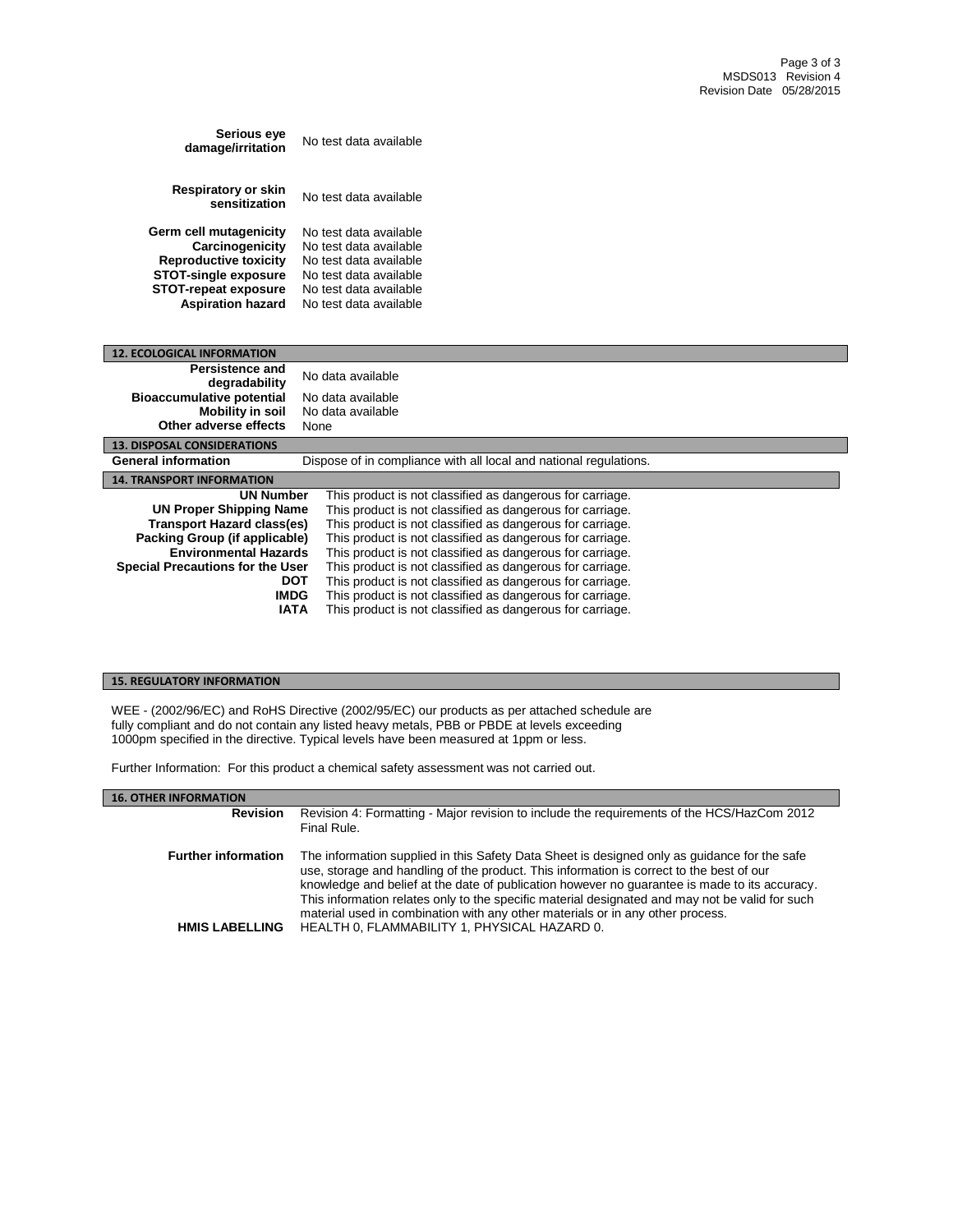| | |
|---|---|
| **Serious eye damage/irritation** | No test data available |
| **Respiratory or skin sensitization** | No test data available |
| **Germ cell mutagenicity** | No test data available |
| **Carcinogenicity** | No test data available |
| **Reproductive toxicity** | No test data available |
| **STOT-single exposure** | No test data available |
| **STOT-repeat exposure** | No test data available |
| **Aspiration hazard** | No test data available |

## 12. ECOLOGICAL INFORMATION

| | |
|---|---|
| **Persistence and degradability** | No data available |
| **Bioaccumulative potential** | No data available |
| **Mobility in soil** | No data available |
| **Other adverse effects** | None |

## 13. DISPOSAL CONSIDERATIONS

| | |
|---|---|
| **General information** | Dispose of in compliance with all local and national regulations. |

## 14. TRANSPORT INFORMATION

| | |
|---|---|
| **UN Number** | This product is not classified as dangerous for carriage. |
| **UN Proper Shipping Name** | This product is not classified as dangerous for carriage. |
| **Transport Hazard class(es)** | This product is not classified as dangerous for carriage. |
| **Packing Group (if applicable)** | This product is not classified as dangerous for carriage. |
| **Environmental Hazards** | This product is not classified as dangerous for carriage. |
| **Special Precautions for the User** | This product is not classified as dangerous for carriage. |
| **DOT** | This product is not classified as dangerous for carriage. |
| **IMDG** | This product is not classified as dangerous for carriage. |
| **IATA** | This product is not classified as dangerous for carriage. |

## 15. REGULATORY INFORMATION

WEE - (2002/96/EC) and RoHS Directive (2002/95/EC) our products as per attached schedule are fully compliant and do not contain any listed heavy metals, PBB or PBDE at levels exceeding 1000pm specified in the directive. Typical levels have been measured at 1ppm or less.

Further Information: For this product a chemical safety assessment was not carried out.

## 16. OTHER INFORMATION

| | |
|---|---|
| **Revision** | Revision 4: Formatting - Major revision to include the requirements of the HCS/HazCom 2012 Final Rule. |
| **Further information** | The information supplied in this Safety Data Sheet is designed only as guidance for the safe use, storage and handling of the product. This information is correct to the best of our knowledge and belief at the date of publication however no guarantee is made to its accuracy. This information relates only to the specific material designated and may not be valid for such material used in combination with any other materials or in any other process. |
| **HMIS LABELLING** | HEALTH 0, FLAMMABILITY 1, PHYSICAL HAZARD 0. |